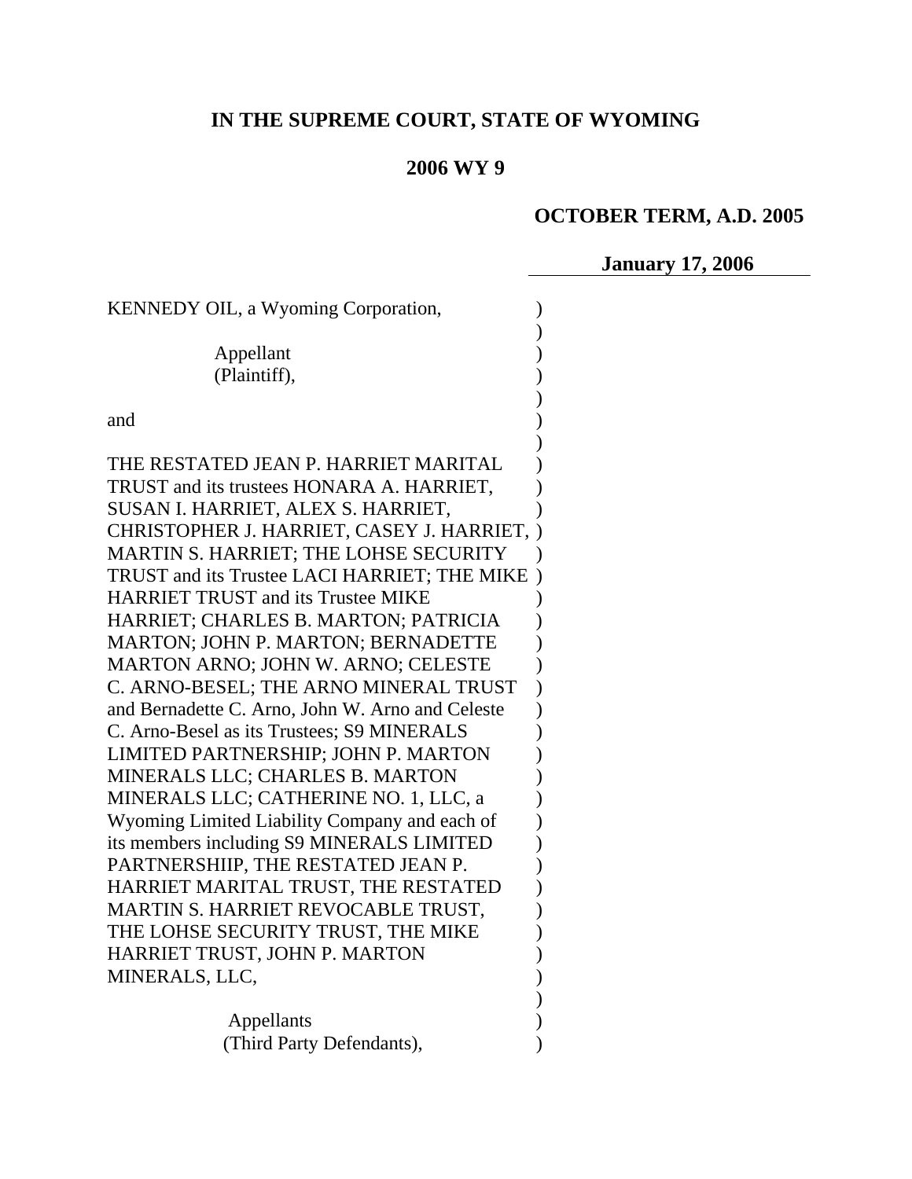# IN THE SUPREME COURT, STATE OF WYOMING

## 2006 WY 9

**OCTOBER TERM, A.D. 2005**

**January 17, 2006**

KENNEDY OIL, a Wyoming Corporation,

Appellant
(Plaintiff),

and

THE RESTATED JEAN P. HARRIET MARITAL TRUST and its trustees HONARA A. HARRIET, SUSAN I. HARRIET, ALEX S. HARRIET, CHRISTOPHER J. HARRIET, CASEY J. HARRIET, MARTIN S. HARRIET; THE LOHSE SECURITY TRUST and its Trustee LACI HARRIET; THE MIKE HARRIET TRUST and its Trustee MIKE HARRIET; CHARLES B. MARTON; PATRICIA MARTON; JOHN P. MARTON; BERNADETTE MARTON ARNO; JOHN W. ARNO; CELESTE C. ARNO-BESEL; THE ARNO MINERAL TRUST and Bernadette C. Arno, John W. Arno and Celeste C. Arno-Besel as its Trustees; S9 MINERALS LIMITED PARTNERSHIP; JOHN P. MARTON MINERALS LLC; CHARLES B. MARTON MINERALS LLC; CATHERINE NO. 1, LLC, a Wyoming Limited Liability Company and each of its members including S9 MINERALS LIMITED PARTNERSHIIP, THE RESTATED JEAN P. HARRIET MARITAL TRUST, THE RESTATED MARTIN S. HARRIET REVOCABLE TRUST, THE LOHSE SECURITY TRUST, THE MIKE HARRIET TRUST, JOHN P. MARTON MINERALS, LLC,

Appellants
(Third Party Defendants),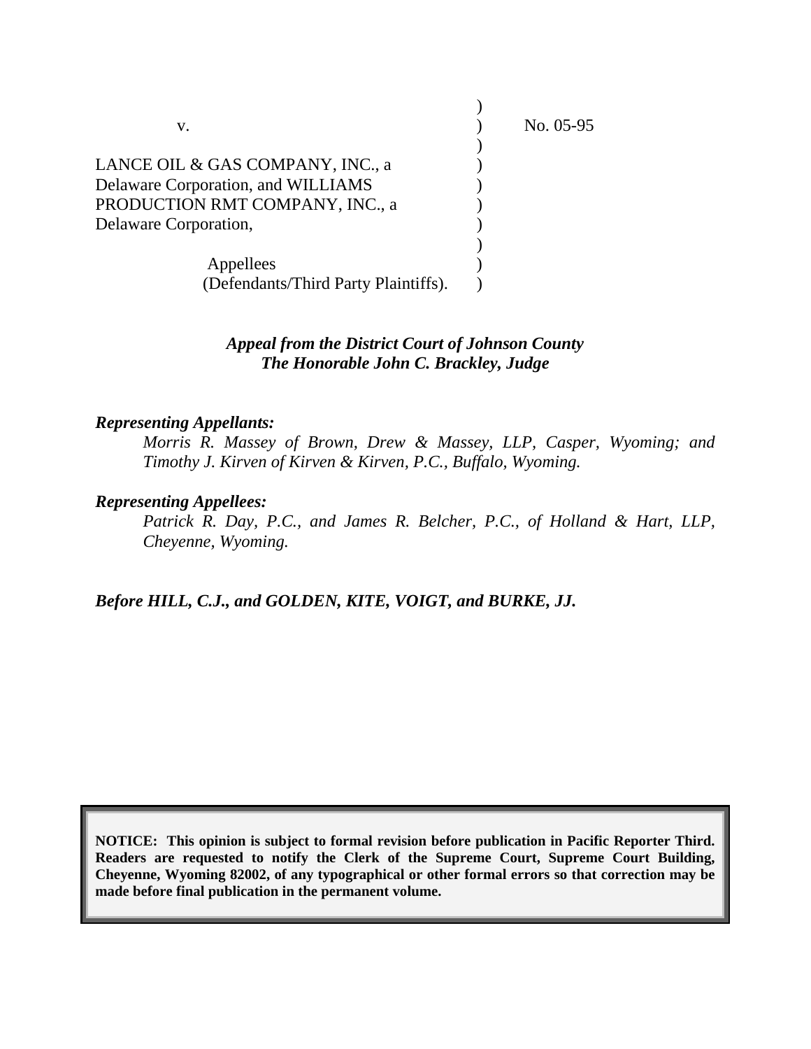v. No. 05-95

LANCE OIL & GAS COMPANY, INC., a Delaware Corporation, and WILLIAMS PRODUCTION RMT COMPANY, INC., a Delaware Corporation,

Appellees
(Defendants/Third Party Plaintiffs).

***Appeal from the District Court of Johnson County***
***The Honorable John C. Brackley, Judge***

***Representing Appellants:***

*Morris R. Massey of Brown, Drew & Massey, LLP, Casper, Wyoming; and Timothy J. Kirven of Kirven & Kirven, P.C., Buffalo, Wyoming.*

***Representing Appellees:***

*Patrick R. Day, P.C., and James R. Belcher, P.C., of Holland & Hart, LLP, Cheyenne, Wyoming.*

***Before HILL, C.J., and GOLDEN, KITE, VOIGT, and BURKE, JJ.***

**NOTICE: This opinion is subject to formal revision before publication in Pacific Reporter Third. Readers are requested to notify the Clerk of the Supreme Court, Supreme Court Building, Cheyenne, Wyoming 82002, of any typographical or other formal errors so that correction may be made before final publication in the permanent volume.**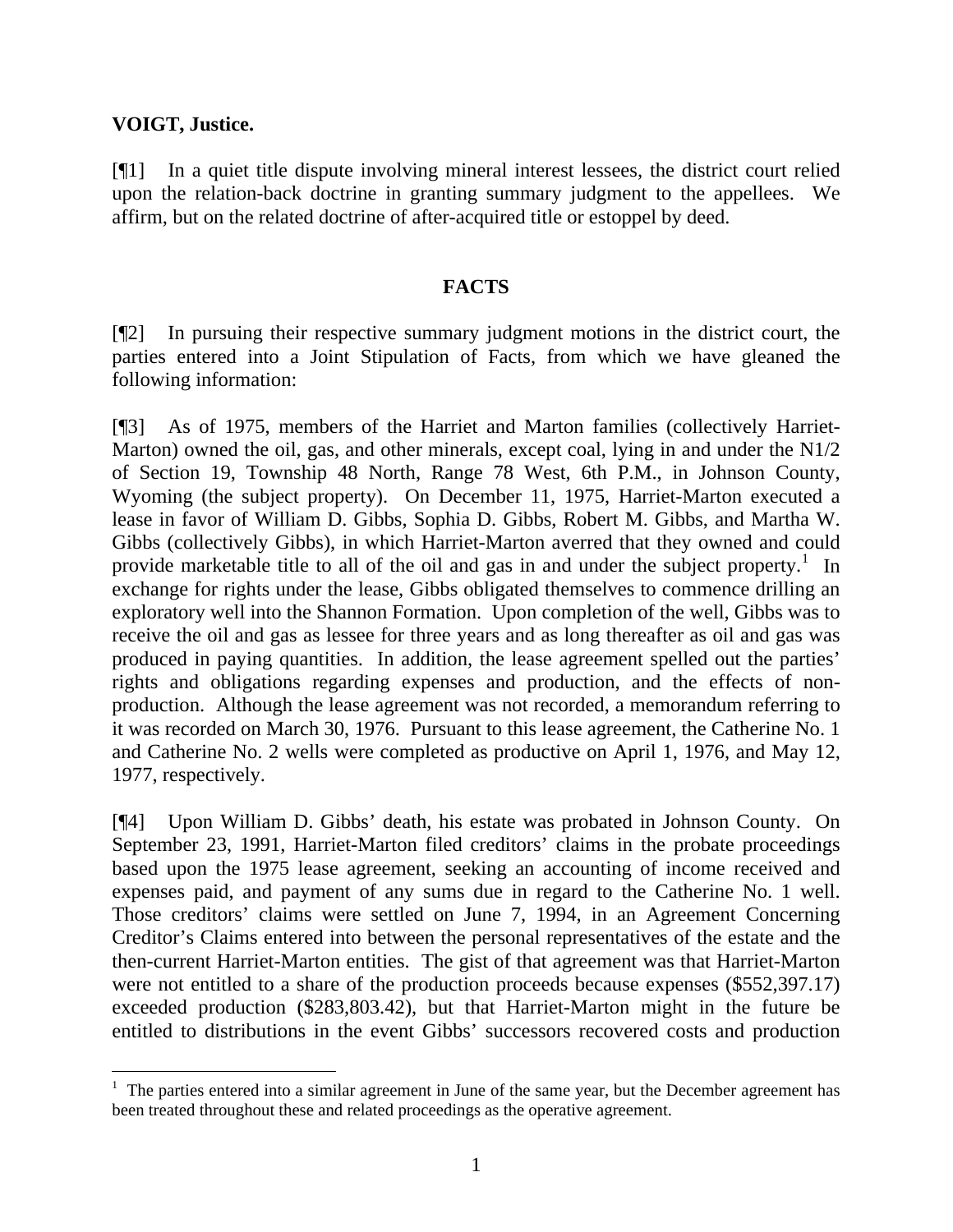**VOIGT, Justice.**

[¶1] In a quiet title dispute involving mineral interest lessees, the district court relied upon the relation-back doctrine in granting summary judgment to the appellees. We affirm, but on the related doctrine of after-acquired title or estoppel by deed.

## FACTS

[¶2] In pursuing their respective summary judgment motions in the district court, the parties entered into a Joint Stipulation of Facts, from which we have gleaned the following information:

[¶3] As of 1975, members of the Harriet and Marton families (collectively Harriet-Marton) owned the oil, gas, and other minerals, except coal, lying in and under the N1/2 of Section 19, Township 48 North, Range 78 West, 6th P.M., in Johnson County, Wyoming (the subject property). On December 11, 1975, Harriet-Marton executed a lease in favor of William D. Gibbs, Sophia D. Gibbs, Robert M. Gibbs, and Martha W. Gibbs (collectively Gibbs), in which Harriet-Marton averred that they owned and could provide marketable title to all of the oil and gas in and under the subject property.[1] In exchange for rights under the lease, Gibbs obligated themselves to commence drilling an exploratory well into the Shannon Formation. Upon completion of the well, Gibbs was to receive the oil and gas as lessee for three years and as long thereafter as oil and gas was produced in paying quantities. In addition, the lease agreement spelled out the parties' rights and obligations regarding expenses and production, and the effects of non-production. Although the lease agreement was not recorded, a memorandum referring to it was recorded on March 30, 1976. Pursuant to this lease agreement, the Catherine No. 1 and Catherine No. 2 wells were completed as productive on April 1, 1976, and May 12, 1977, respectively.

[¶4] Upon William D. Gibbs' death, his estate was probated in Johnson County. On September 23, 1991, Harriet-Marton filed creditors' claims in the probate proceedings based upon the 1975 lease agreement, seeking an accounting of income received and expenses paid, and payment of any sums due in regard to the Catherine No. 1 well. Those creditors' claims were settled on June 7, 1994, in an Agreement Concerning Creditor's Claims entered into between the personal representatives of the estate and the then-current Harriet-Marton entities. The gist of that agreement was that Harriet-Marton were not entitled to a share of the production proceeds because expenses ($552,397.17) exceeded production ($283,803.42), but that Harriet-Marton might in the future be entitled to distributions in the event Gibbs' successors recovered costs and production

---

[1] The parties entered into a similar agreement in June of the same year, but the December agreement has been treated throughout these and related proceedings as the operative agreement.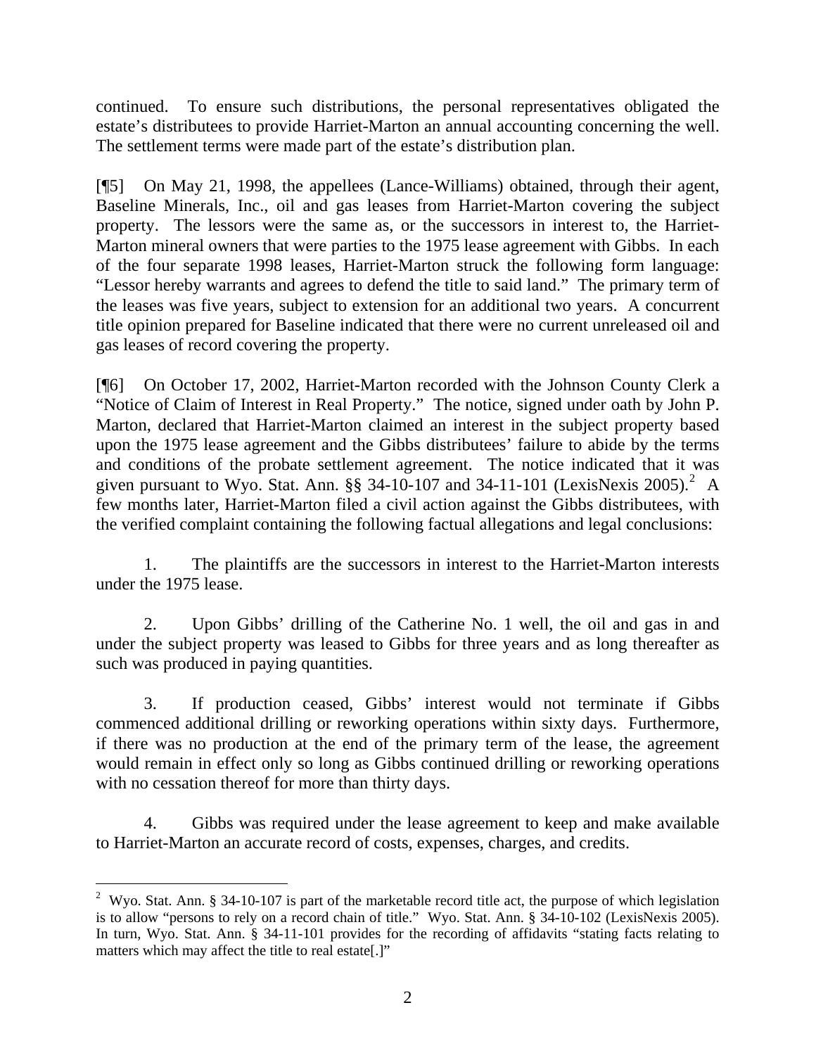continued. To ensure such distributions, the personal representatives obligated the estate's distributees to provide Harriet-Marton an annual accounting concerning the well. The settlement terms were made part of the estate's distribution plan.

[¶5] On May 21, 1998, the appellees (Lance-Williams) obtained, through their agent, Baseline Minerals, Inc., oil and gas leases from Harriet-Marton covering the subject property. The lessors were the same as, or the successors in interest to, the Harriet-Marton mineral owners that were parties to the 1975 lease agreement with Gibbs. In each of the four separate 1998 leases, Harriet-Marton struck the following form language: "Lessor hereby warrants and agrees to defend the title to said land." The primary term of the leases was five years, subject to extension for an additional two years. A concurrent title opinion prepared for Baseline indicated that there were no current unreleased oil and gas leases of record covering the property.

[¶6] On October 17, 2002, Harriet-Marton recorded with the Johnson County Clerk a "Notice of Claim of Interest in Real Property." The notice, signed under oath by John P. Marton, declared that Harriet-Marton claimed an interest in the subject property based upon the 1975 lease agreement and the Gibbs distributees' failure to abide by the terms and conditions of the probate settlement agreement. The notice indicated that it was given pursuant to Wyo. Stat. Ann. §§ 34-10-107 and 34-11-101 (LexisNexis 2005).[2] A few months later, Harriet-Marton filed a civil action against the Gibbs distributees, with the verified complaint containing the following factual allegations and legal conclusions:

1. The plaintiffs are the successors in interest to the Harriet-Marton interests under the 1975 lease.

2. Upon Gibbs' drilling of the Catherine No. 1 well, the oil and gas in and under the subject property was leased to Gibbs for three years and as long thereafter as such was produced in paying quantities.

3. If production ceased, Gibbs' interest would not terminate if Gibbs commenced additional drilling or reworking operations within sixty days. Furthermore, if there was no production at the end of the primary term of the lease, the agreement would remain in effect only so long as Gibbs continued drilling or reworking operations with no cessation thereof for more than thirty days.

4. Gibbs was required under the lease agreement to keep and make available to Harriet-Marton an accurate record of costs, expenses, charges, and credits.

---

[2] Wyo. Stat. Ann. § 34-10-107 is part of the marketable record title act, the purpose of which legislation is to allow "persons to rely on a record chain of title." Wyo. Stat. Ann. § 34-10-102 (LexisNexis 2005). In turn, Wyo. Stat. Ann. § 34-11-101 provides for the recording of affidavits "stating facts relating to matters which may affect the title to real estate[.]"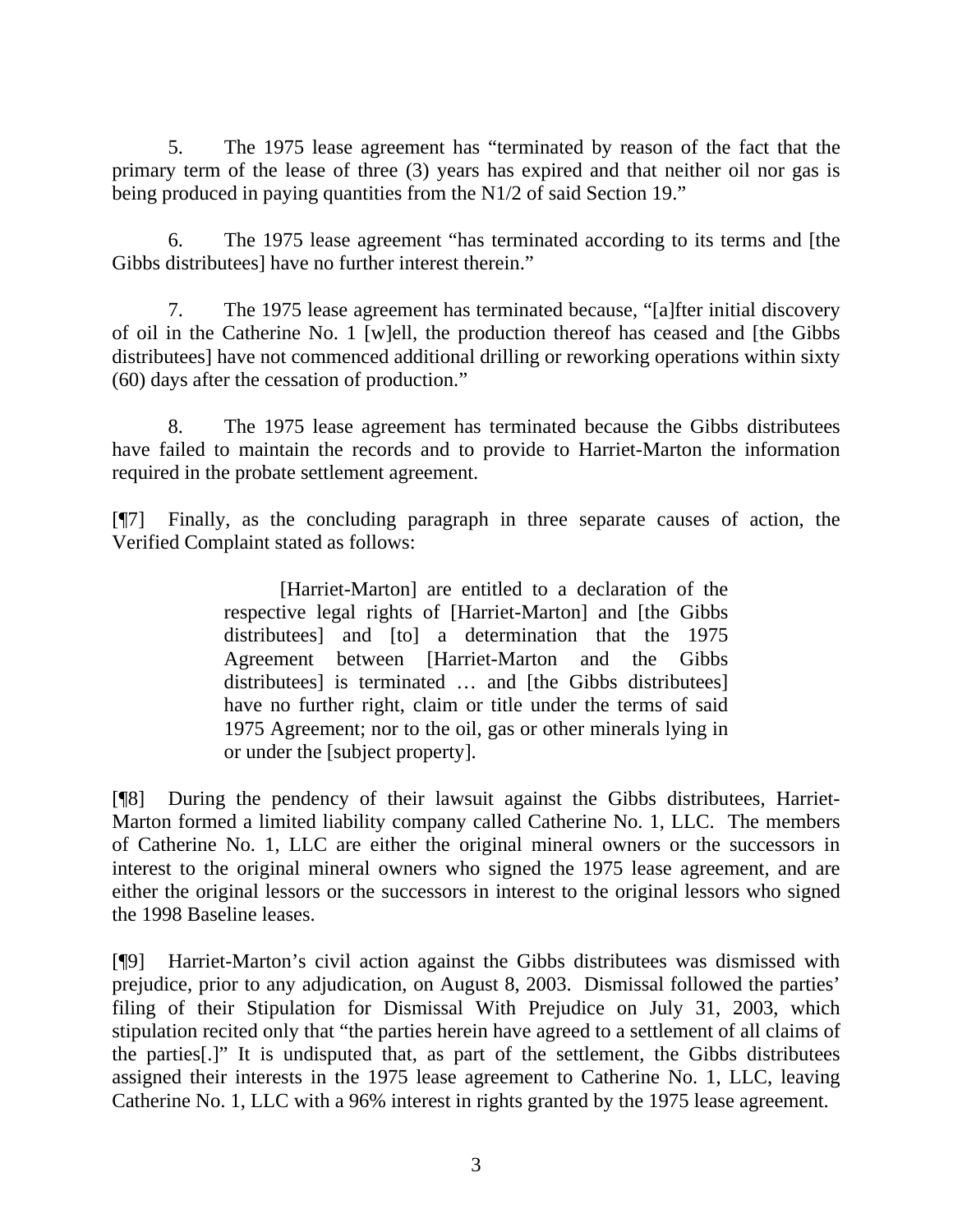5. The 1975 lease agreement has "terminated by reason of the fact that the primary term of the lease of three (3) years has expired and that neither oil nor gas is being produced in paying quantities from the N1/2 of said Section 19."

6. The 1975 lease agreement "has terminated according to its terms and [the Gibbs distributees] have no further interest therein."

7. The 1975 lease agreement has terminated because, "[a]fter initial discovery of oil in the Catherine No. 1 [w]ell, the production thereof has ceased and [the Gibbs distributees] have not commenced additional drilling or reworking operations within sixty (60) days after the cessation of production."

8. The 1975 lease agreement has terminated because the Gibbs distributees have failed to maintain the records and to provide to Harriet-Marton the information required in the probate settlement agreement.

[¶7] Finally, as the concluding paragraph in three separate causes of action, the Verified Complaint stated as follows:

> [Harriet-Marton] are entitled to a declaration of the respective legal rights of [Harriet-Marton] and [the Gibbs distributees] and [to] a determination that the 1975 Agreement between [Harriet-Marton and the Gibbs distributees] is terminated … and [the Gibbs distributees] have no further right, claim or title under the terms of said 1975 Agreement; nor to the oil, gas or other minerals lying in or under the [subject property].

[¶8] During the pendency of their lawsuit against the Gibbs distributees, Harriet-Marton formed a limited liability company called Catherine No. 1, LLC. The members of Catherine No. 1, LLC are either the original mineral owners or the successors in interest to the original mineral owners who signed the 1975 lease agreement, and are either the original lessors or the successors in interest to the original lessors who signed the 1998 Baseline leases.

[¶9] Harriet-Marton's civil action against the Gibbs distributees was dismissed with prejudice, prior to any adjudication, on August 8, 2003. Dismissal followed the parties' filing of their Stipulation for Dismissal With Prejudice on July 31, 2003, which stipulation recited only that "the parties herein have agreed to a settlement of all claims of the parties[.]" It is undisputed that, as part of the settlement, the Gibbs distributees assigned their interests in the 1975 lease agreement to Catherine No. 1, LLC, leaving Catherine No. 1, LLC with a 96% interest in rights granted by the 1975 lease agreement.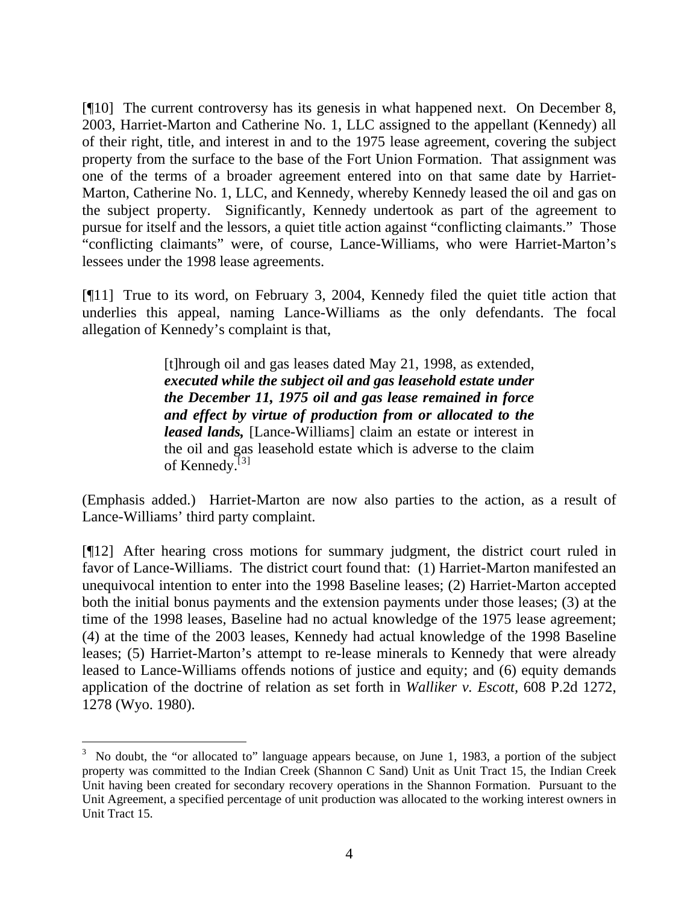[¶10] The current controversy has its genesis in what happened next. On December 8, 2003, Harriet-Marton and Catherine No. 1, LLC assigned to the appellant (Kennedy) all of their right, title, and interest in and to the 1975 lease agreement, covering the subject property from the surface to the base of the Fort Union Formation. That assignment was one of the terms of a broader agreement entered into on that same date by Harriet-Marton, Catherine No. 1, LLC, and Kennedy, whereby Kennedy leased the oil and gas on the subject property. Significantly, Kennedy undertook as part of the agreement to pursue for itself and the lessors, a quiet title action against "conflicting claimants." Those "conflicting claimants" were, of course, Lance-Williams, who were Harriet-Marton's lessees under the 1998 lease agreements.

[¶11] True to its word, on February 3, 2004, Kennedy filed the quiet title action that underlies this appeal, naming Lance-Williams as the only defendants. The focal allegation of Kennedy's complaint is that,

> [t]hrough oil and gas leases dated May 21, 1998, as extended, ***executed while the subject oil and gas leasehold estate under the December 11, 1975 oil and gas lease remained in force and effect by virtue of production from or allocated to the leased lands,*** [Lance-Williams] claim an estate or interest in the oil and gas leasehold estate which is adverse to the claim of Kennedy.[3]

(Emphasis added.) Harriet-Marton are now also parties to the action, as a result of Lance-Williams' third party complaint.

[¶12] After hearing cross motions for summary judgment, the district court ruled in favor of Lance-Williams. The district court found that: (1) Harriet-Marton manifested an unequivocal intention to enter into the 1998 Baseline leases; (2) Harriet-Marton accepted both the initial bonus payments and the extension payments under those leases; (3) at the time of the 1998 leases, Baseline had no actual knowledge of the 1975 lease agreement; (4) at the time of the 2003 leases, Kennedy had actual knowledge of the 1998 Baseline leases; (5) Harriet-Marton's attempt to re-lease minerals to Kennedy that were already leased to Lance-Williams offends notions of justice and equity; and (6) equity demands application of the doctrine of relation as set forth in *Walliker v. Escott*, 608 P.2d 1272, 1278 (Wyo. 1980).

---

[3] No doubt, the "or allocated to" language appears because, on June 1, 1983, a portion of the subject property was committed to the Indian Creek (Shannon C Sand) Unit as Unit Tract 15, the Indian Creek Unit having been created for secondary recovery operations in the Shannon Formation. Pursuant to the Unit Agreement, a specified percentage of unit production was allocated to the working interest owners in Unit Tract 15.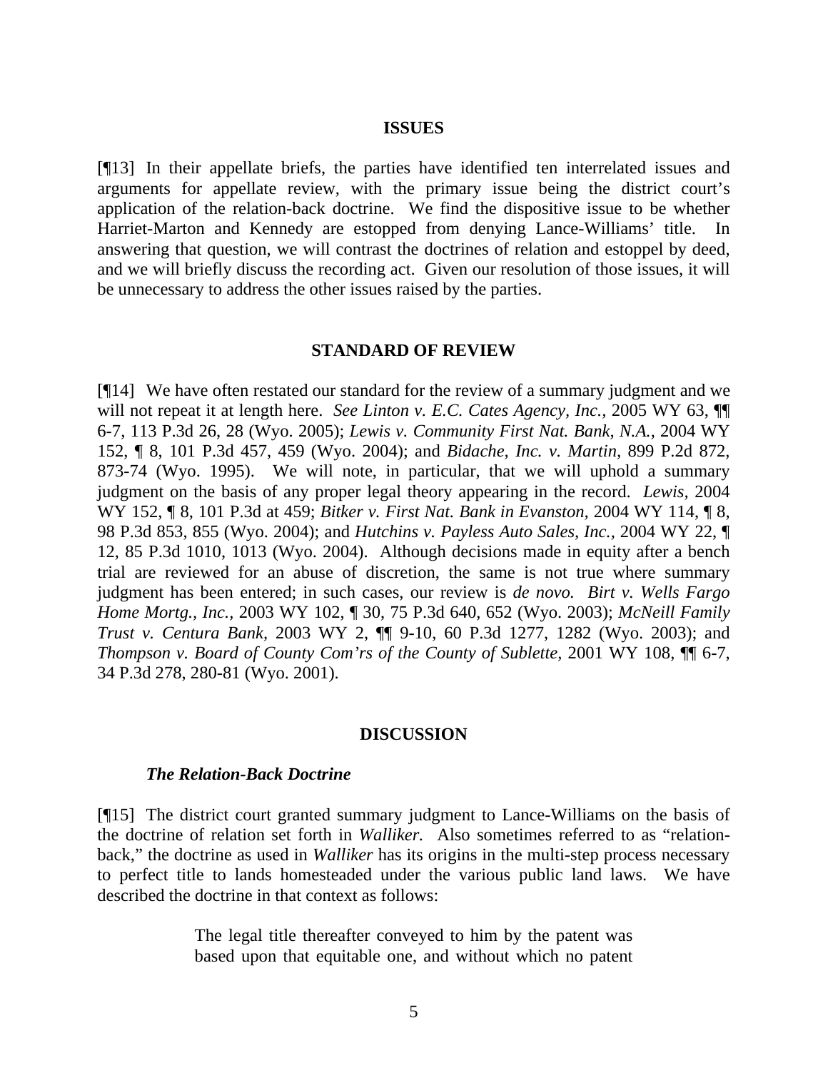## ISSUES

[¶13] In their appellate briefs, the parties have identified ten interrelated issues and arguments for appellate review, with the primary issue being the district court's application of the relation-back doctrine. We find the dispositive issue to be whether Harriet-Marton and Kennedy are estopped from denying Lance-Williams' title. In answering that question, we will contrast the doctrines of relation and estoppel by deed, and we will briefly discuss the recording act. Given our resolution of those issues, it will be unnecessary to address the other issues raised by the parties.

## STANDARD OF REVIEW

[¶14] We have often restated our standard for the review of a summary judgment and we will not repeat it at length here. *See Linton v. E.C. Cates Agency, Inc.*, 2005 WY 63, ¶¶ 6-7, 113 P.3d 26, 28 (Wyo. 2005); *Lewis v. Community First Nat. Bank, N.A.*, 2004 WY 152, ¶ 8, 101 P.3d 457, 459 (Wyo. 2004); and *Bidache, Inc. v. Martin,* 899 P.2d 872, 873-74 (Wyo. 1995). We will note, in particular, that we will uphold a summary judgment on the basis of any proper legal theory appearing in the record. *Lewis,* 2004 WY 152, ¶ 8, 101 P.3d at 459; *Bitker v. First Nat. Bank in Evanston,* 2004 WY 114, ¶ 8, 98 P.3d 853, 855 (Wyo. 2004); and *Hutchins v. Payless Auto Sales, Inc.*, 2004 WY 22, ¶ 12, 85 P.3d 1010, 1013 (Wyo. 2004). Although decisions made in equity after a bench trial are reviewed for an abuse of discretion, the same is not true where summary judgment has been entered; in such cases, our review is *de novo. Birt v. Wells Fargo Home Mortg., Inc.*, 2003 WY 102, ¶ 30, 75 P.3d 640, 652 (Wyo. 2003); *McNeill Family Trust v. Centura Bank,* 2003 WY 2, ¶¶ 9-10, 60 P.3d 1277, 1282 (Wyo. 2003); and *Thompson v. Board of County Com'rs of the County of Sublette,* 2001 WY 108, ¶¶ 6-7, 34 P.3d 278, 280-81 (Wyo. 2001).

## DISCUSSION

### *The Relation-Back Doctrine*

[¶15] The district court granted summary judgment to Lance-Williams on the basis of the doctrine of relation set forth in *Walliker.* Also sometimes referred to as "relation-back," the doctrine as used in *Walliker* has its origins in the multi-step process necessary to perfect title to lands homesteaded under the various public land laws. We have described the doctrine in that context as follows:

> The legal title thereafter conveyed to him by the patent was based upon that equitable one, and without which no patent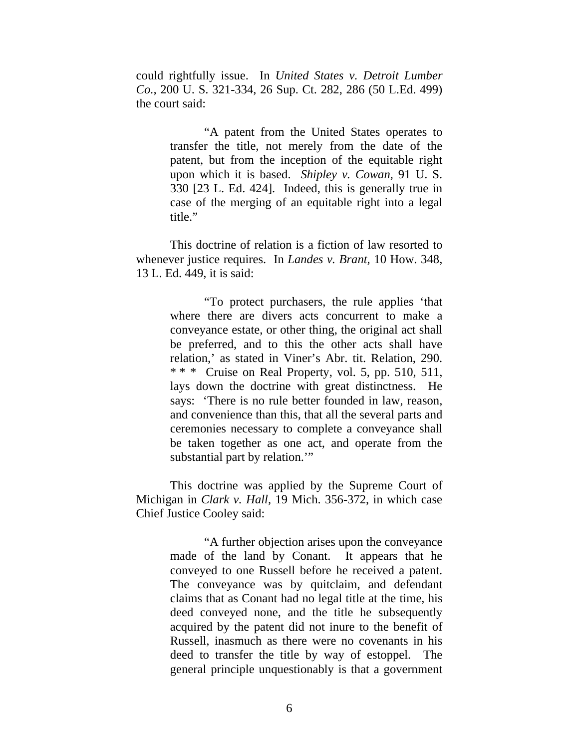could rightfully issue. In *United States v. Detroit Lumber Co.*, 200 U. S. 321-334, 26 Sup. Ct. 282, 286 (50 L.Ed. 499) the court said:

> "A patent from the United States operates to transfer the title, not merely from the date of the patent, but from the inception of the equitable right upon which it is based. *Shipley v. Cowan*, 91 U. S. 330 [23 L. Ed. 424]. Indeed, this is generally true in case of the merging of an equitable right into a legal title."

This doctrine of relation is a fiction of law resorted to whenever justice requires. In *Landes v. Brant*, 10 How. 348, 13 L. Ed. 449, it is said:

> "To protect purchasers, the rule applies 'that where there are divers acts concurrent to make a conveyance estate, or other thing, the original act shall be preferred, and to this the other acts shall have relation,' as stated in Viner's Abr. tit. Relation, 290. * * * Cruise on Real Property, vol. 5, pp. 510, 511, lays down the doctrine with great distinctness. He says: 'There is no rule better founded in law, reason, and convenience than this, that all the several parts and ceremonies necessary to complete a conveyance shall be taken together as one act, and operate from the substantial part by relation.'"

This doctrine was applied by the Supreme Court of Michigan in *Clark v. Hall*, 19 Mich. 356-372, in which case Chief Justice Cooley said:

> "A further objection arises upon the conveyance made of the land by Conant. It appears that he conveyed to one Russell before he received a patent. The conveyance was by quitclaim, and defendant claims that as Conant had no legal title at the time, his deed conveyed none, and the title he subsequently acquired by the patent did not inure to the benefit of Russell, inasmuch as there were no covenants in his deed to transfer the title by way of estoppel. The general principle unquestionably is that a government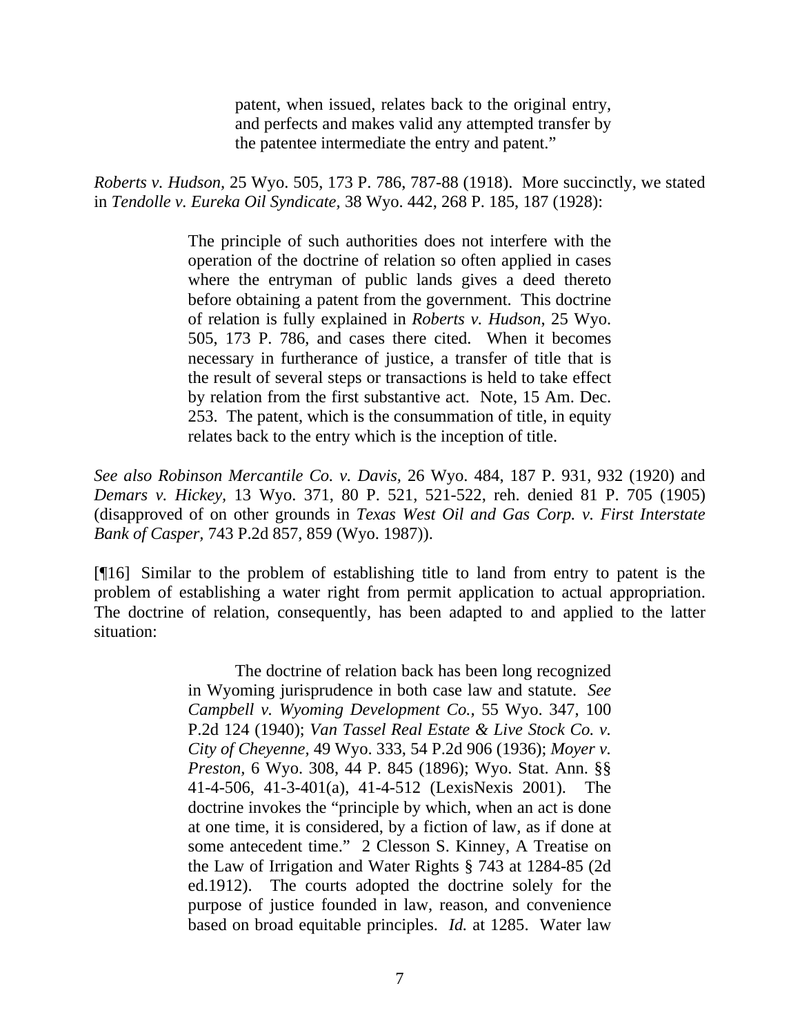> patent, when issued, relates back to the original entry, and perfects and makes valid any attempted transfer by the patentee intermediate the entry and patent."

*Roberts v. Hudson*, 25 Wyo. 505, 173 P. 786, 787-88 (1918). More succinctly, we stated in *Tendolle v. Eureka Oil Syndicate*, 38 Wyo. 442, 268 P. 185, 187 (1928):

> The principle of such authorities does not interfere with the operation of the doctrine of relation so often applied in cases where the entryman of public lands gives a deed thereto before obtaining a patent from the government. This doctrine of relation is fully explained in *Roberts v. Hudson*, 25 Wyo. 505, 173 P. 786, and cases there cited. When it becomes necessary in furtherance of justice, a transfer of title that is the result of several steps or transactions is held to take effect by relation from the first substantive act. Note, 15 Am. Dec. 253. The patent, which is the consummation of title, in equity relates back to the entry which is the inception of title.

*See also Robinson Mercantile Co. v. Davis*, 26 Wyo. 484, 187 P. 931, 932 (1920) and *Demars v. Hickey*, 13 Wyo. 371, 80 P. 521, 521-522, reh. denied 81 P. 705 (1905) (disapproved of on other grounds in *Texas West Oil and Gas Corp. v. First Interstate Bank of Casper*, 743 P.2d 857, 859 (Wyo. 1987)).

[¶16] Similar to the problem of establishing title to land from entry to patent is the problem of establishing a water right from permit application to actual appropriation. The doctrine of relation, consequently, has been adapted to and applied to the latter situation:

> The doctrine of relation back has been long recognized in Wyoming jurisprudence in both case law and statute. *See Campbell v. Wyoming Development Co.*, 55 Wyo. 347, 100 P.2d 124 (1940); *Van Tassel Real Estate & Live Stock Co. v. City of Cheyenne*, 49 Wyo. 333, 54 P.2d 906 (1936); *Moyer v. Preston*, 6 Wyo. 308, 44 P. 845 (1896); Wyo. Stat. Ann. §§ 41-4-506, 41-3-401(a), 41-4-512 (LexisNexis 2001). The doctrine invokes the "principle by which, when an act is done at one time, it is considered, by a fiction of law, as if done at some antecedent time." 2 Clesson S. Kinney, A Treatise on the Law of Irrigation and Water Rights § 743 at 1284-85 (2d ed.1912). The courts adopted the doctrine solely for the purpose of justice founded in law, reason, and convenience based on broad equitable principles. *Id.* at 1285. Water law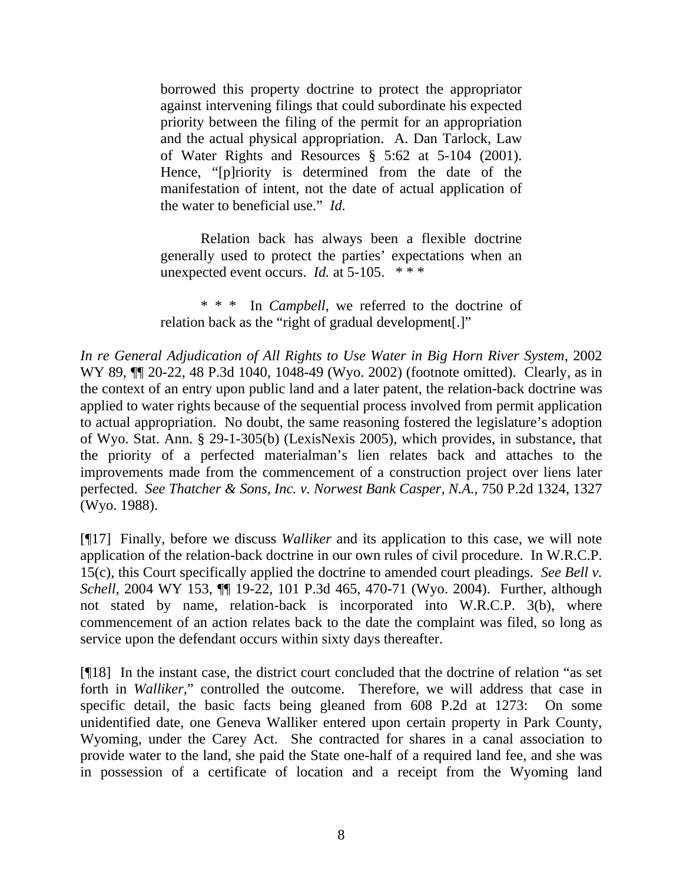> borrowed this property doctrine to protect the appropriator against intervening filings that could subordinate his expected priority between the filing of the permit for an appropriation and the actual physical appropriation. A. Dan Tarlock, Law of Water Rights and Resources § 5:62 at 5-104 (2001). Hence, "[p]riority is determined from the date of the manifestation of intent, not the date of actual application of the water to beneficial use." *Id.*
>
> Relation back has always been a flexible doctrine generally used to protect the parties' expectations when an unexpected event occurs. *Id.* at 5-105. * * *
>
> * * * In *Campbell*, we referred to the doctrine of relation back as the "right of gradual development[.]"

*In re General Adjudication of All Rights to Use Water in Big Horn River System*, 2002 WY 89, ¶¶ 20-22, 48 P.3d 1040, 1048-49 (Wyo. 2002) (footnote omitted). Clearly, as in the context of an entry upon public land and a later patent, the relation-back doctrine was applied to water rights because of the sequential process involved from permit application to actual appropriation. No doubt, the same reasoning fostered the legislature's adoption of Wyo. Stat. Ann. § 29-1-305(b) (LexisNexis 2005), which provides, in substance, that the priority of a perfected materialman's lien relates back and attaches to the improvements made from the commencement of a construction project over liens later perfected. *See Thatcher & Sons, Inc. v. Norwest Bank Casper, N.A.*, 750 P.2d 1324, 1327 (Wyo. 1988).

[¶17] Finally, before we discuss *Walliker* and its application to this case, we will note application of the relation-back doctrine in our own rules of civil procedure. In W.R.C.P. 15(c), this Court specifically applied the doctrine to amended court pleadings. *See Bell v. Schell*, 2004 WY 153, ¶¶ 19-22, 101 P.3d 465, 470-71 (Wyo. 2004). Further, although not stated by name, relation-back is incorporated into W.R.C.P. 3(b), where commencement of an action relates back to the date the complaint was filed, so long as service upon the defendant occurs within sixty days thereafter.

[¶18] In the instant case, the district court concluded that the doctrine of relation "as set forth in *Walliker*," controlled the outcome. Therefore, we will address that case in specific detail, the basic facts being gleaned from 608 P.2d at 1273: On some unidentified date, one Geneva Walliker entered upon certain property in Park County, Wyoming, under the Carey Act. She contracted for shares in a canal association to provide water to the land, she paid the State one-half of a required land fee, and she was in possession of a certificate of location and a receipt from the Wyoming land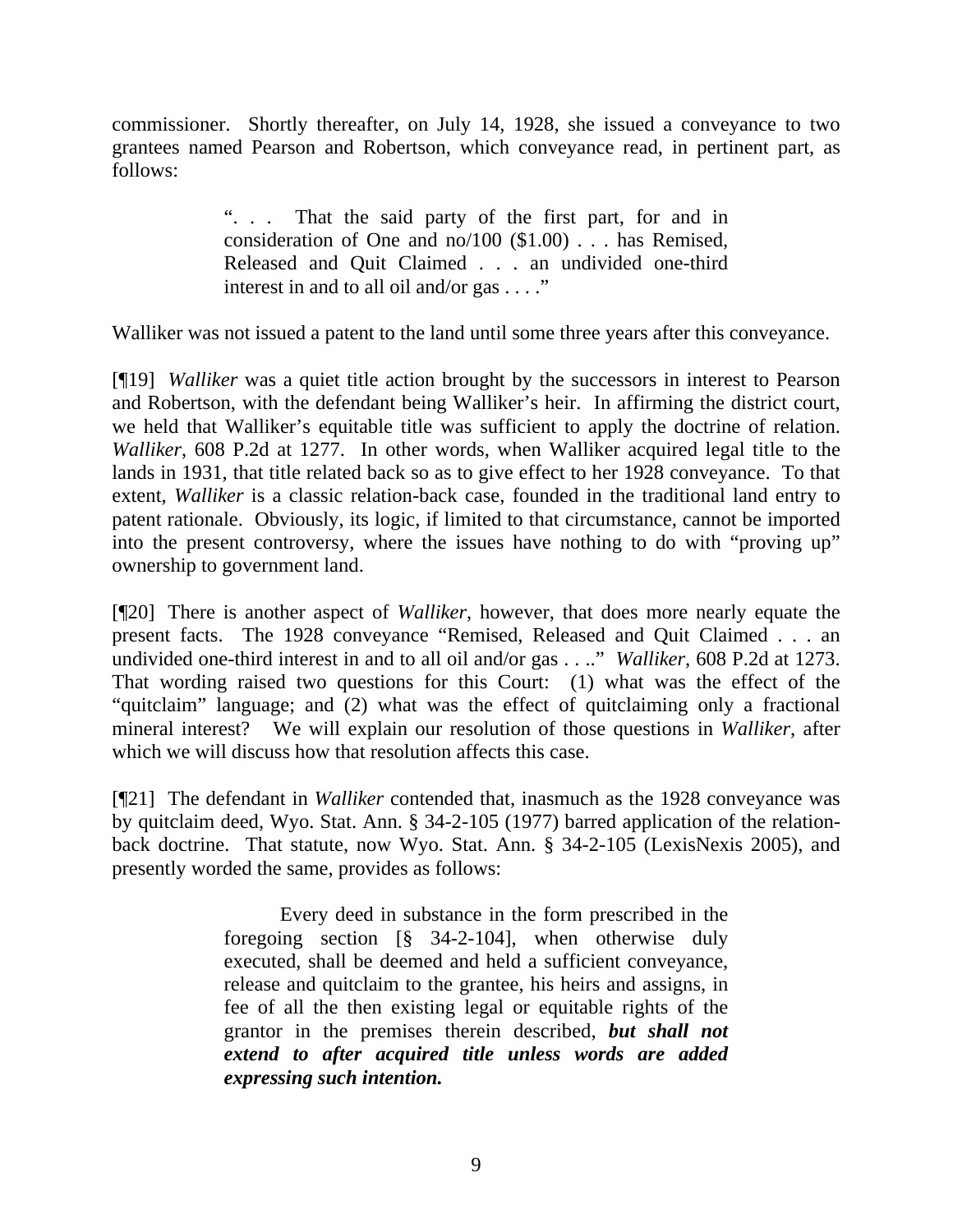commissioner. Shortly thereafter, on July 14, 1928, she issued a conveyance to two grantees named Pearson and Robertson, which conveyance read, in pertinent part, as follows:

> ". . . That the said party of the first part, for and in consideration of One and no/100 ($1.00) . . . has Remised, Released and Quit Claimed . . . an undivided one-third interest in and to all oil and/or gas . . . ."

Walliker was not issued a patent to the land until some three years after this conveyance.

[¶19] *Walliker* was a quiet title action brought by the successors in interest to Pearson and Robertson, with the defendant being Walliker's heir. In affirming the district court, we held that Walliker's equitable title was sufficient to apply the doctrine of relation. *Walliker*, 608 P.2d at 1277. In other words, when Walliker acquired legal title to the lands in 1931, that title related back so as to give effect to her 1928 conveyance. To that extent, *Walliker* is a classic relation-back case, founded in the traditional land entry to patent rationale. Obviously, its logic, if limited to that circumstance, cannot be imported into the present controversy, where the issues have nothing to do with "proving up" ownership to government land.

[¶20] There is another aspect of *Walliker*, however, that does more nearly equate the present facts. The 1928 conveyance "Remised, Released and Quit Claimed . . . an undivided one-third interest in and to all oil and/or gas . . .." *Walliker*, 608 P.2d at 1273. That wording raised two questions for this Court: (1) what was the effect of the "quitclaim" language; and (2) what was the effect of quitclaiming only a fractional mineral interest? We will explain our resolution of those questions in *Walliker*, after which we will discuss how that resolution affects this case.

[¶21] The defendant in *Walliker* contended that, inasmuch as the 1928 conveyance was by quitclaim deed, Wyo. Stat. Ann. § 34-2-105 (1977) barred application of the relation-back doctrine. That statute, now Wyo. Stat. Ann. § 34-2-105 (LexisNexis 2005), and presently worded the same, provides as follows:

> Every deed in substance in the form prescribed in the foregoing section [§ 34-2-104], when otherwise duly executed, shall be deemed and held a sufficient conveyance, release and quitclaim to the grantee, his heirs and assigns, in fee of all the then existing legal or equitable rights of the grantor in the premises therein described, ***but shall not extend to after acquired title unless words are added expressing such intention.***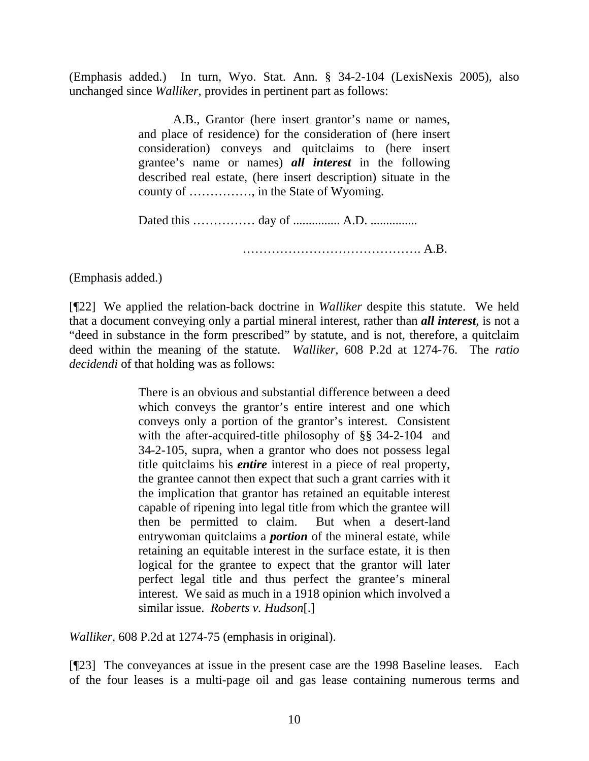(Emphasis added.) In turn, Wyo. Stat. Ann. § 34-2-104 (LexisNexis 2005), also unchanged since *Walliker*, provides in pertinent part as follows:

> A.B., Grantor (here insert grantor's name or names, and place of residence) for the consideration of (here insert consideration) conveys and quitclaims to (here insert grantee's name or names) ***all interest*** in the following described real estate, (here insert description) situate in the county of ……………, in the State of Wyoming.
>
> Dated this …………… day of ............... A.D. ...............
>
> ……………………………………. A.B.

(Emphasis added.)

[¶22] We applied the relation-back doctrine in *Walliker* despite this statute. We held that a document conveying only a partial mineral interest, rather than ***all interest***, is not a "deed in substance in the form prescribed" by statute, and is not, therefore, a quitclaim deed within the meaning of the statute. *Walliker*, 608 P.2d at 1274-76. The *ratio decidendi* of that holding was as follows:

> There is an obvious and substantial difference between a deed which conveys the grantor's entire interest and one which conveys only a portion of the grantor's interest. Consistent with the after-acquired-title philosophy of §§ 34-2-104 and 34-2-105, supra, when a grantor who does not possess legal title quitclaims his ***entire*** interest in a piece of real property, the grantee cannot then expect that such a grant carries with it the implication that grantor has retained an equitable interest capable of ripening into legal title from which the grantee will then be permitted to claim. But when a desert-land entrywoman quitclaims a ***portion*** of the mineral estate, while retaining an equitable interest in the surface estate, it is then logical for the grantee to expect that the grantor will later perfect legal title and thus perfect the grantee's mineral interest. We said as much in a 1918 opinion which involved a similar issue. *Roberts v. Hudson*[.]

*Walliker*, 608 P.2d at 1274-75 (emphasis in original).

[¶23] The conveyances at issue in the present case are the 1998 Baseline leases. Each of the four leases is a multi-page oil and gas lease containing numerous terms and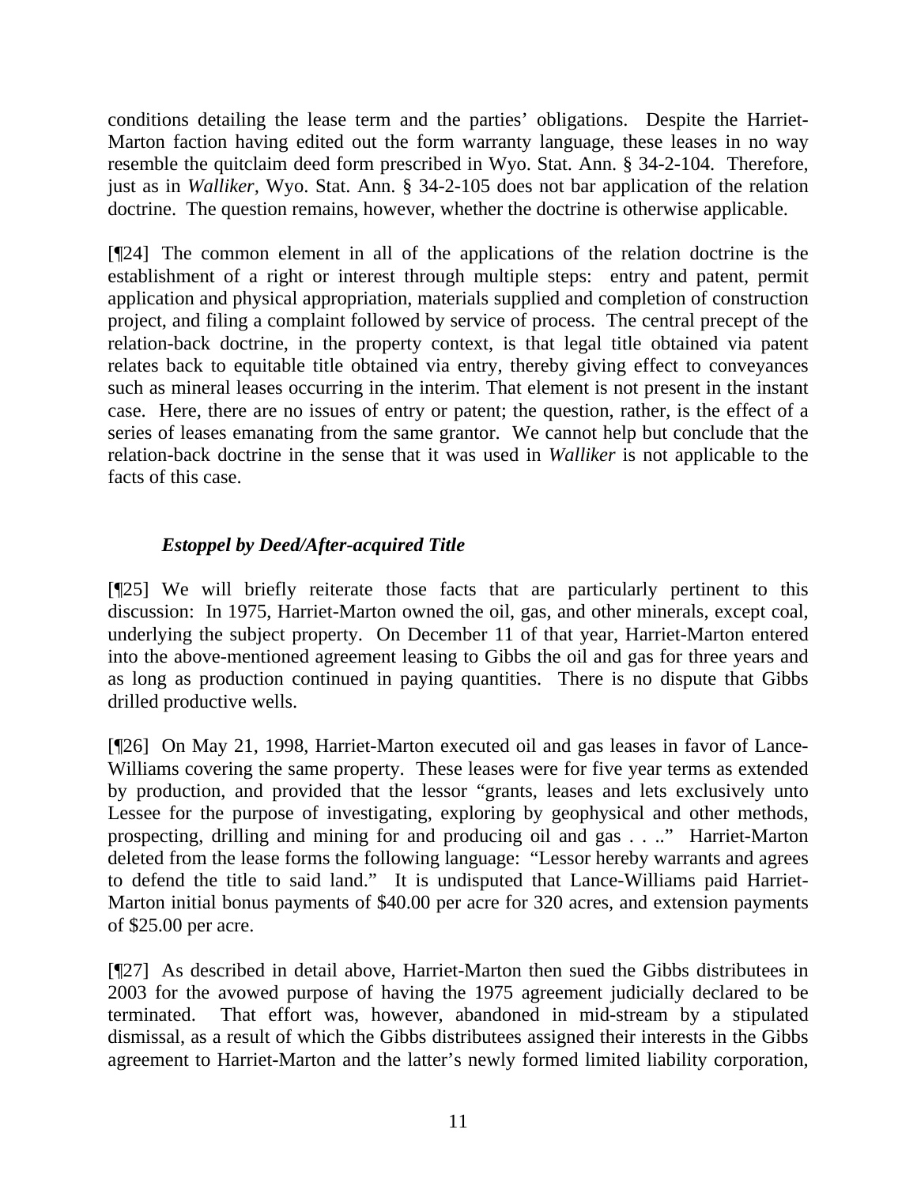conditions detailing the lease term and the parties' obligations. Despite the Harriet-Marton faction having edited out the form warranty language, these leases in no way resemble the quitclaim deed form prescribed in Wyo. Stat. Ann. § 34-2-104. Therefore, just as in *Walliker*, Wyo. Stat. Ann. § 34-2-105 does not bar application of the relation doctrine. The question remains, however, whether the doctrine is otherwise applicable.

[¶24] The common element in all of the applications of the relation doctrine is the establishment of a right or interest through multiple steps: entry and patent, permit application and physical appropriation, materials supplied and completion of construction project, and filing a complaint followed by service of process. The central precept of the relation-back doctrine, in the property context, is that legal title obtained via patent relates back to equitable title obtained via entry, thereby giving effect to conveyances such as mineral leases occurring in the interim. That element is not present in the instant case. Here, there are no issues of entry or patent; the question, rather, is the effect of a series of leases emanating from the same grantor. We cannot help but conclude that the relation-back doctrine in the sense that it was used in *Walliker* is not applicable to the facts of this case.

### *Estoppel by Deed/After-acquired Title*

[¶25] We will briefly reiterate those facts that are particularly pertinent to this discussion: In 1975, Harriet-Marton owned the oil, gas, and other minerals, except coal, underlying the subject property. On December 11 of that year, Harriet-Marton entered into the above-mentioned agreement leasing to Gibbs the oil and gas for three years and as long as production continued in paying quantities. There is no dispute that Gibbs drilled productive wells.

[¶26] On May 21, 1998, Harriet-Marton executed oil and gas leases in favor of Lance-Williams covering the same property. These leases were for five year terms as extended by production, and provided that the lessor "grants, leases and lets exclusively unto Lessee for the purpose of investigating, exploring by geophysical and other methods, prospecting, drilling and mining for and producing oil and gas . . .." Harriet-Marton deleted from the lease forms the following language: "Lessor hereby warrants and agrees to defend the title to said land." It is undisputed that Lance-Williams paid Harriet-Marton initial bonus payments of $40.00 per acre for 320 acres, and extension payments of $25.00 per acre.

[¶27] As described in detail above, Harriet-Marton then sued the Gibbs distributees in 2003 for the avowed purpose of having the 1975 agreement judicially declared to be terminated. That effort was, however, abandoned in mid-stream by a stipulated dismissal, as a result of which the Gibbs distributees assigned their interests in the Gibbs agreement to Harriet-Marton and the latter's newly formed limited liability corporation,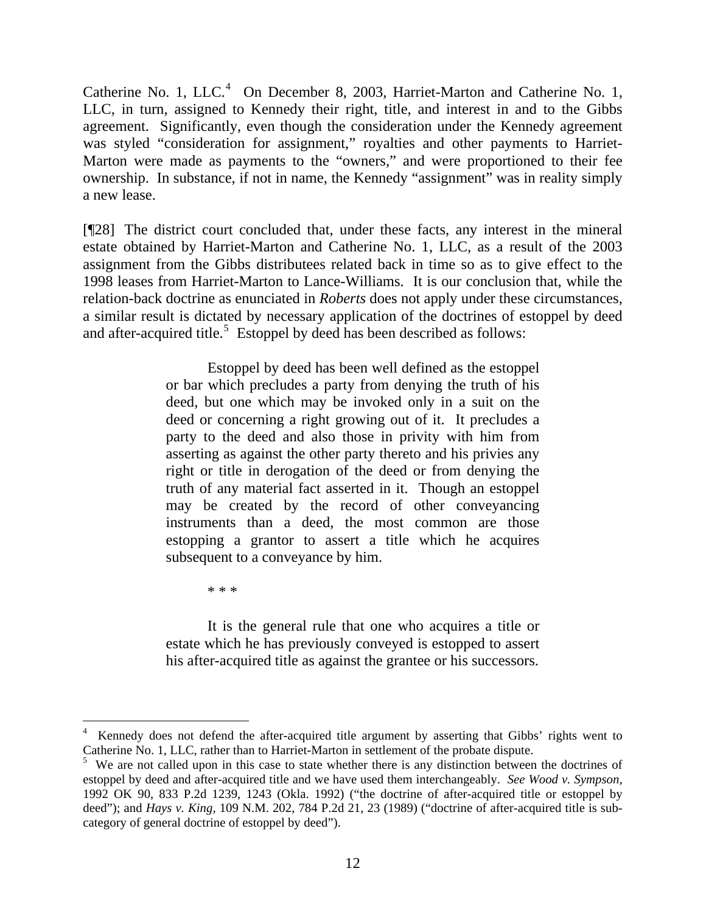Catherine No. 1, LLC.[4] On December 8, 2003, Harriet-Marton and Catherine No. 1, LLC, in turn, assigned to Kennedy their right, title, and interest in and to the Gibbs agreement. Significantly, even though the consideration under the Kennedy agreement was styled "consideration for assignment," royalties and other payments to Harriet-Marton were made as payments to the "owners," and were proportioned to their fee ownership. In substance, if not in name, the Kennedy "assignment" was in reality simply a new lease.

[¶28] The district court concluded that, under these facts, any interest in the mineral estate obtained by Harriet-Marton and Catherine No. 1, LLC, as a result of the 2003 assignment from the Gibbs distributees related back in time so as to give effect to the 1998 leases from Harriet-Marton to Lance-Williams. It is our conclusion that, while the relation-back doctrine as enunciated in *Roberts* does not apply under these circumstances, a similar result is dictated by necessary application of the doctrines of estoppel by deed and after-acquired title.[5] Estoppel by deed has been described as follows:

> Estoppel by deed has been well defined as the estoppel or bar which precludes a party from denying the truth of his deed, but one which may be invoked only in a suit on the deed or concerning a right growing out of it. It precludes a party to the deed and also those in privity with him from asserting as against the other party thereto and his privies any right or title in derogation of the deed or from denying the truth of any material fact asserted in it. Though an estoppel may be created by the record of other conveyancing instruments than a deed, the most common are those estopping a grantor to assert a title which he acquires subsequent to a conveyance by him.
>
> * * *
>
> It is the general rule that one who acquires a title or estate which he has previously conveyed is estopped to assert his after-acquired title as against the grantee or his successors.

---

[4] Kennedy does not defend the after-acquired title argument by asserting that Gibbs' rights went to Catherine No. 1, LLC, rather than to Harriet-Marton in settlement of the probate dispute.

[5] We are not called upon in this case to state whether there is any distinction between the doctrines of estoppel by deed and after-acquired title and we have used them interchangeably. *See Wood v. Sympson*, 1992 OK 90, 833 P.2d 1239, 1243 (Okla. 1992) ("the doctrine of after-acquired title or estoppel by deed"); and *Hays v. King*, 109 N.M. 202, 784 P.2d 21, 23 (1989) ("doctrine of after-acquired title is sub-category of general doctrine of estoppel by deed").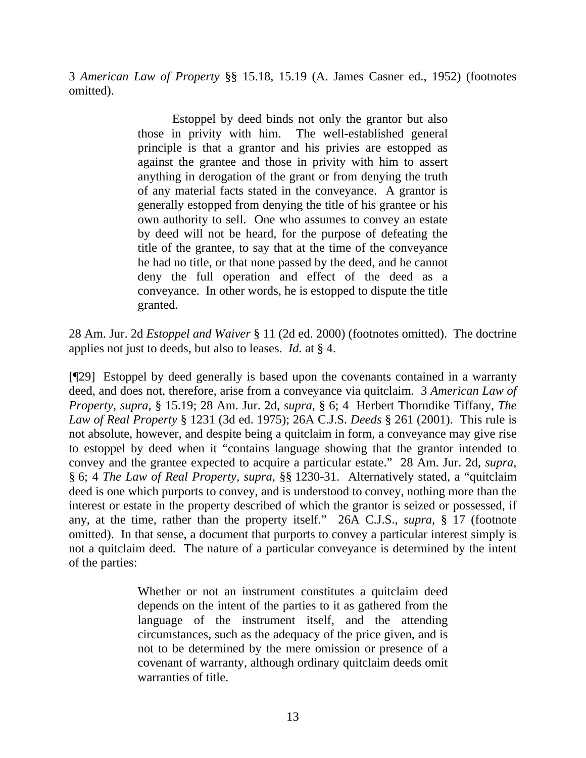3 *American Law of Property* §§ 15.18, 15.19 (A. James Casner ed., 1952) (footnotes omitted).

> Estoppel by deed binds not only the grantor but also those in privity with him. The well-established general principle is that a grantor and his privies are estopped as against the grantee and those in privity with him to assert anything in derogation of the grant or from denying the truth of any material facts stated in the conveyance. A grantor is generally estopped from denying the title of his grantee or his own authority to sell. One who assumes to convey an estate by deed will not be heard, for the purpose of defeating the title of the grantee, to say that at the time of the conveyance he had no title, or that none passed by the deed, and he cannot deny the full operation and effect of the deed as a conveyance. In other words, he is estopped to dispute the title granted.

28 Am. Jur. 2d *Estoppel and Waiver* § 11 (2d ed. 2000) (footnotes omitted). The doctrine applies not just to deeds, but also to leases. *Id.* at § 4.

[¶29] Estoppel by deed generally is based upon the covenants contained in a warranty deed, and does not, therefore, arise from a conveyance via quitclaim. 3 *American Law of Property, supra,* § 15.19; 28 Am. Jur. 2d, *supra,* § 6; 4 Herbert Thorndike Tiffany, *The Law of Real Property* § 1231 (3d ed. 1975); 26A C.J.S. *Deeds* § 261 (2001). This rule is not absolute, however, and despite being a quitclaim in form, a conveyance may give rise to estoppel by deed when it "contains language showing that the grantor intended to convey and the grantee expected to acquire a particular estate." 28 Am. Jur. 2d, *supra,* § 6; 4 *The Law of Real Property, supra,* §§ 1230-31. Alternatively stated, a "quitclaim deed is one which purports to convey, and is understood to convey, nothing more than the interest or estate in the property described of which the grantor is seized or possessed, if any, at the time, rather than the property itself." 26A C.J.S., *supra,* § 17 (footnote omitted). In that sense, a document that purports to convey a particular interest simply is not a quitclaim deed. The nature of a particular conveyance is determined by the intent of the parties:

> Whether or not an instrument constitutes a quitclaim deed depends on the intent of the parties to it as gathered from the language of the instrument itself, and the attending circumstances, such as the adequacy of the price given, and is not to be determined by the mere omission or presence of a covenant of warranty, although ordinary quitclaim deeds omit warranties of title.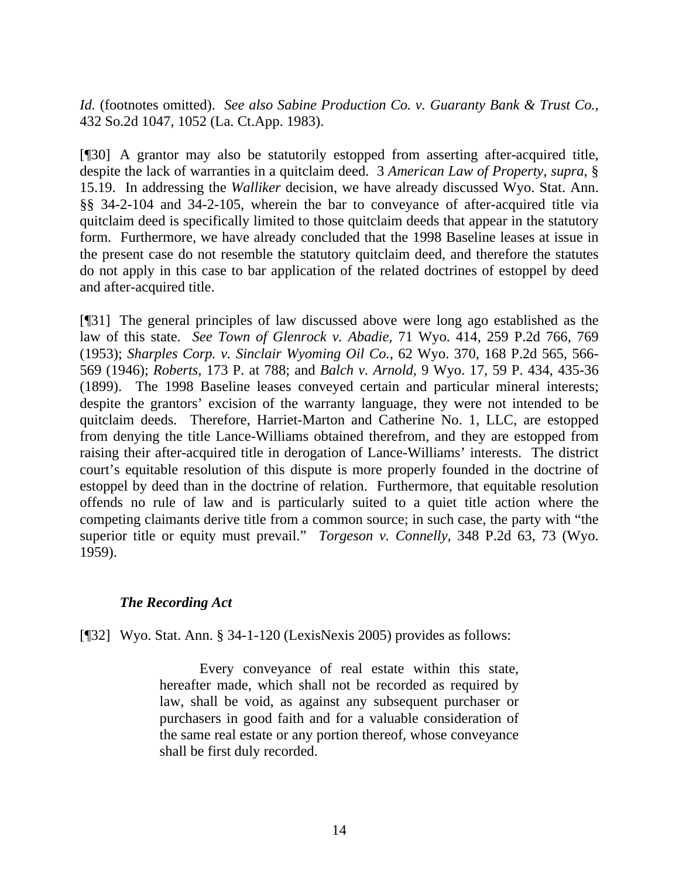*Id.* (footnotes omitted). *See also Sabine Production Co. v. Guaranty Bank & Trust Co.*, 432 So.2d 1047, 1052 (La. Ct.App. 1983).

[¶30] A grantor may also be statutorily estopped from asserting after-acquired title, despite the lack of warranties in a quitclaim deed. 3 *American Law of Property*, *supra*, § 15.19. In addressing the *Walliker* decision, we have already discussed Wyo. Stat. Ann. §§ 34-2-104 and 34-2-105, wherein the bar to conveyance of after-acquired title via quitclaim deed is specifically limited to those quitclaim deeds that appear in the statutory form. Furthermore, we have already concluded that the 1998 Baseline leases at issue in the present case do not resemble the statutory quitclaim deed, and therefore the statutes do not apply in this case to bar application of the related doctrines of estoppel by deed and after-acquired title.

[¶31] The general principles of law discussed above were long ago established as the law of this state. *See Town of Glenrock v. Abadie*, 71 Wyo. 414, 259 P.2d 766, 769 (1953); *Sharples Corp. v. Sinclair Wyoming Oil Co.*, 62 Wyo. 370, 168 P.2d 565, 566-569 (1946); *Roberts*, 173 P. at 788; and *Balch v. Arnold*, 9 Wyo. 17, 59 P. 434, 435-36 (1899). The 1998 Baseline leases conveyed certain and particular mineral interests; despite the grantors' excision of the warranty language, they were not intended to be quitclaim deeds. Therefore, Harriet-Marton and Catherine No. 1, LLC, are estopped from denying the title Lance-Williams obtained therefrom, and they are estopped from raising their after-acquired title in derogation of Lance-Williams' interests. The district court's equitable resolution of this dispute is more properly founded in the doctrine of estoppel by deed than in the doctrine of relation. Furthermore, that equitable resolution offends no rule of law and is particularly suited to a quiet title action where the competing claimants derive title from a common source; in such case, the party with "the superior title or equity must prevail." *Torgeson v. Connelly*, 348 P.2d 63, 73 (Wyo. 1959).

***The Recording Act***

[¶32] Wyo. Stat. Ann. § 34-1-120 (LexisNexis 2005) provides as follows:

> Every conveyance of real estate within this state, hereafter made, which shall not be recorded as required by law, shall be void, as against any subsequent purchaser or purchasers in good faith and for a valuable consideration of the same real estate or any portion thereof, whose conveyance shall be first duly recorded.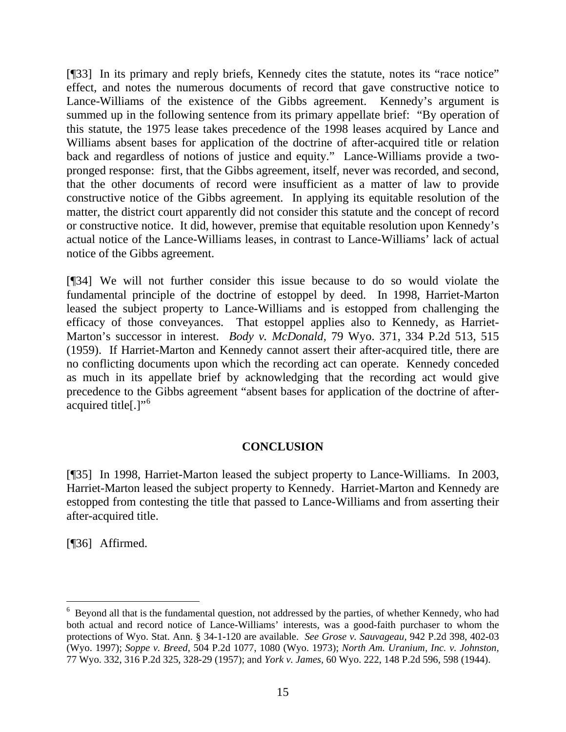[¶33] In its primary and reply briefs, Kennedy cites the statute, notes its "race notice" effect, and notes the numerous documents of record that gave constructive notice to Lance-Williams of the existence of the Gibbs agreement. Kennedy's argument is summed up in the following sentence from its primary appellate brief: "By operation of this statute, the 1975 lease takes precedence of the 1998 leases acquired by Lance and Williams absent bases for application of the doctrine of after-acquired title or relation back and regardless of notions of justice and equity." Lance-Williams provide a two-pronged response: first, that the Gibbs agreement, itself, never was recorded, and second, that the other documents of record were insufficient as a matter of law to provide constructive notice of the Gibbs agreement. In applying its equitable resolution of the matter, the district court apparently did not consider this statute and the concept of record or constructive notice. It did, however, premise that equitable resolution upon Kennedy's actual notice of the Lance-Williams leases, in contrast to Lance-Williams' lack of actual notice of the Gibbs agreement.

[¶34] We will not further consider this issue because to do so would violate the fundamental principle of the doctrine of estoppel by deed. In 1998, Harriet-Marton leased the subject property to Lance-Williams and is estopped from challenging the efficacy of those conveyances. That estoppel applies also to Kennedy, as Harriet-Marton's successor in interest. *Body v. McDonald*, 79 Wyo. 371, 334 P.2d 513, 515 (1959). If Harriet-Marton and Kennedy cannot assert their after-acquired title, there are no conflicting documents upon which the recording act can operate. Kennedy conceded as much in its appellate brief by acknowledging that the recording act would give precedence to the Gibbs agreement "absent bases for application of the doctrine of after-acquired title[.]"[6]

## CONCLUSION

[¶35] In 1998, Harriet-Marton leased the subject property to Lance-Williams. In 2003, Harriet-Marton leased the subject property to Kennedy. Harriet-Marton and Kennedy are estopped from contesting the title that passed to Lance-Williams and from asserting their after-acquired title.

[¶36] Affirmed.

---

[6] Beyond all that is the fundamental question, not addressed by the parties, of whether Kennedy, who had both actual and record notice of Lance-Williams' interests, was a good-faith purchaser to whom the protections of Wyo. Stat. Ann. § 34-1-120 are available. *See Grose v. Sauvageau*, 942 P.2d 398, 402-03 (Wyo. 1997); *Soppe v. Breed*, 504 P.2d 1077, 1080 (Wyo. 1973); *North Am. Uranium, Inc. v. Johnston*, 77 Wyo. 332, 316 P.2d 325, 328-29 (1957); and *York v. James*, 60 Wyo. 222, 148 P.2d 596, 598 (1944).